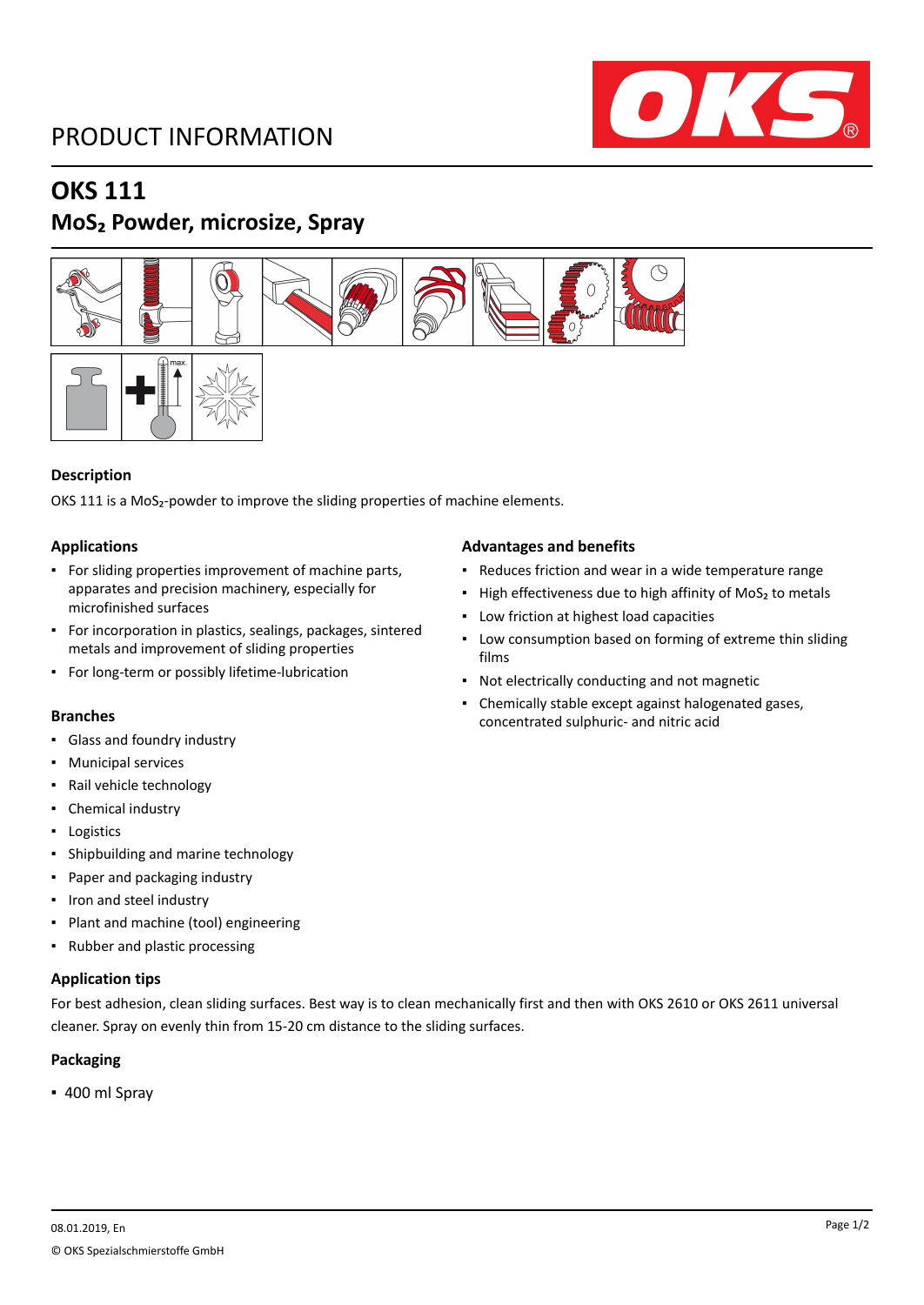# PRODUCT INFORMATION

## OKS 111

## $MoS_2$ Powder, microsize, Spray

### Description

OKS 111 is a $MoS_2$-powder to improve the sliding properties of machine elements.

### Applications

- For sliding properties improvement of machine parts, apparates and precision machinery, especially for microfinished surfaces
- For incorporation in plastics, sealings, packages, sintered metals and improvement of sliding properties
- For long-term or possibly lifetime-lubrication

### Advantages and benefits

- Reduces friction and wear in a wide temperature range
- High effectiveness due to high affinity of $MoS_2$ to metals
- Low friction at highest load capacities
- Low consumption based on forming of extreme thin sliding films
- Not electrically conducting and not magnetic
- Chemically stable except against halogenated gases, concentrated sulphuric- and nitric acid

### Branches

- Glass and foundry industry
- Municipal services
- Rail vehicle technology
- Chemical industry
- Logistics
- Shipbuilding and marine technology
- Paper and packaging industry
- Iron and steel industry
- Plant and machine (tool) engineering
- Rubber and plastic processing

### Application tips

For best adhesion, clean sliding surfaces. Best way is to clean mechanically first and then with OKS 2610 or OKS 2611 universal cleaner. Spray on evenly thin from 15-20 cm distance to the sliding surfaces.

### Packaging

- 400 ml Spray

08.01.2019, En

© OKS Spezialschmierstoffe GmbH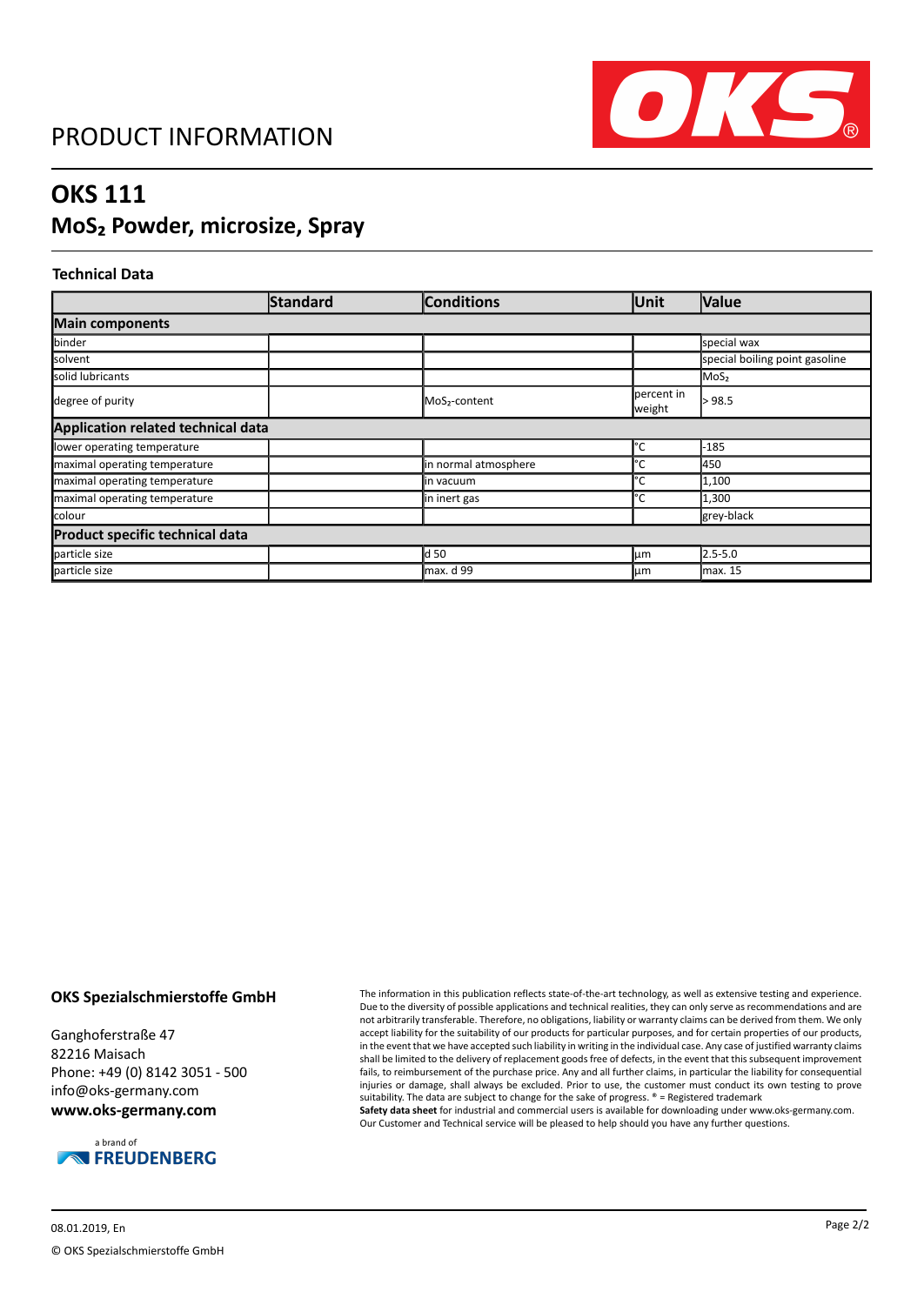# PRODUCT INFORMATION

## OKS 111

## $MoS_2$ Powder, microsize, Spray

### Technical Data

| | Standard | Conditions | Unit | Value |
|---|---|---|---|---|
| **Main components** | | | | |
| binder | | | | special wax |
| solvent | | | | special boiling point gasoline |
| solid lubricants | | | | $MoS_2$ |
| degree of purity | | $MoS_2$-content | percent in weight | > 98.5 |
| **Application related technical data** | | | | |
| lower operating temperature | | | °C | -185 |
| maximal operating temperature | | in normal atmosphere | °C | 450 |
| maximal operating temperature | | in vacuum | °C | 1,100 |
| maximal operating temperature | | in inert gas | °C | 1,300 |
| colour | | | | grey-black |
| **Product specific technical data** | | | | |
| particle size | | d 50 | µm | 2.5-5.0 |
| particle size | | max. d 99 | µm | max. 15 |

**OKS Spezialschmierstoffe GmbH**

Ganghoferstraße 47
82216 Maisach
Phone: +49 (0) 8142 3051 - 500
info@oks-germany.com
**www.oks-germany.com**

a brand of FREUDENBERG

The information in this publication reflects state-of-the-art technology, as well as extensive testing and experience. Due to the diversity of possible applications and technical realities, they can only serve as recommendations and are not arbitrarily transferable. Therefore, no obligations, liability or warranty claims can be derived from them. We only accept liability for the suitability of our products for particular purposes, and for certain properties of our products, in the event that we have accepted such liability in writing in the individual case. Any case of justified warranty claims shall be limited to the delivery of replacement goods free of defects, in the event that this subsequent improvement fails, to reimbursement of the purchase price. Any and all further claims, in particular the liability for consequential injuries or damage, shall always be excluded. Prior to use, the customer must conduct its own testing to prove suitability. The data are subject to change for the sake of progress. ® = Registered trademark
**Safety data sheet** for industrial and commercial users is available for downloading under www.oks-germany.com. Our Customer and Technical service will be pleased to help should you have any further questions.

08.01.2019, En

© OKS Spezialschmierstoffe GmbH